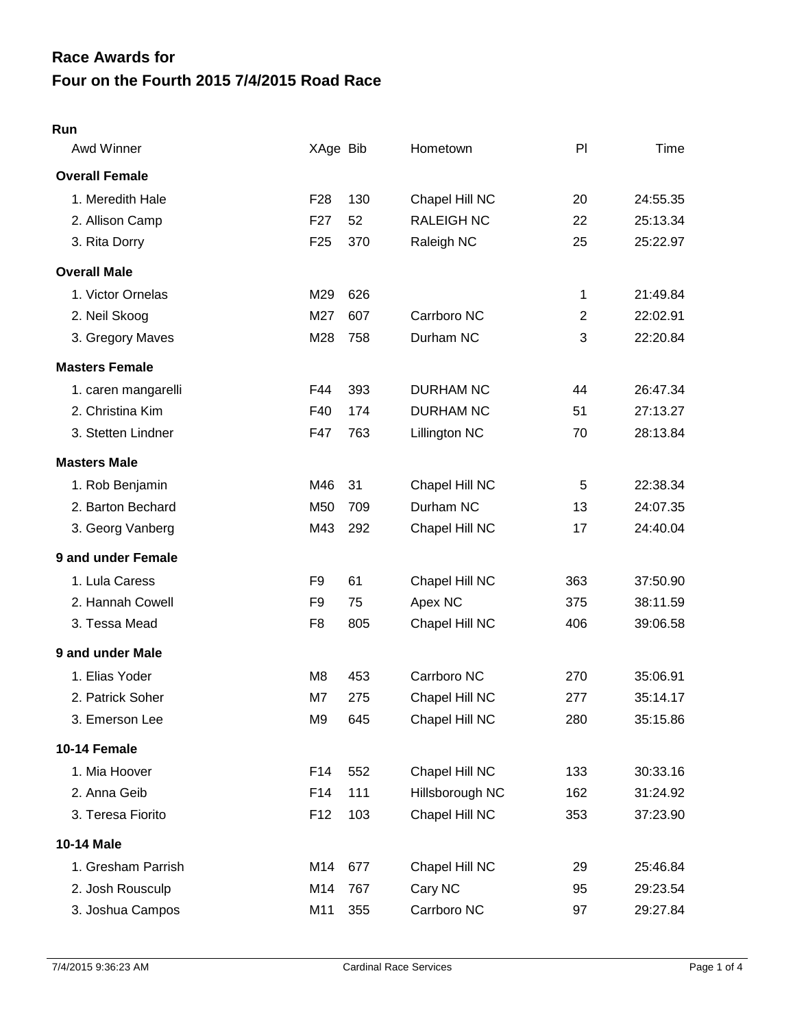# Race Awards for
# Four on the Fourth 2015 7/4/2015 Road Race

**Run**

| Awd Winner | XAge | Bib | Hometown | Pl | Time |
|---|---|---|---|---|---|
| **Overall Female** | | | | | |
| 1. Meredith Hale | F28 | 130 | Chapel Hill NC | 20 | 24:55.35 |
| 2. Allison Camp | F27 | 52 | RALEIGH NC | 22 | 25:13.34 |
| 3. Rita Dorry | F25 | 370 | Raleigh NC | 25 | 25:22.97 |
| **Overall Male** | | | | | |
| 1. Victor Ornelas | M29 | 626 | | 1 | 21:49.84 |
| 2. Neil Skoog | M27 | 607 | Carrboro NC | 2 | 22:02.91 |
| 3. Gregory Maves | M28 | 758 | Durham NC | 3 | 22:20.84 |
| **Masters Female** | | | | | |
| 1. caren mangarelli | F44 | 393 | DURHAM NC | 44 | 26:47.34 |
| 2. Christina Kim | F40 | 174 | DURHAM NC | 51 | 27:13.27 |
| 3. Stetten Lindner | F47 | 763 | Lillington NC | 70 | 28:13.84 |
| **Masters Male** | | | | | |
| 1. Rob Benjamin | M46 | 31 | Chapel Hill NC | 5 | 22:38.34 |
| 2. Barton Bechard | M50 | 709 | Durham NC | 13 | 24:07.35 |
| 3. Georg Vanberg | M43 | 292 | Chapel Hill NC | 17 | 24:40.04 |
| **9 and under Female** | | | | | |
| 1. Lula Caress | F9 | 61 | Chapel Hill NC | 363 | 37:50.90 |
| 2. Hannah Cowell | F9 | 75 | Apex NC | 375 | 38:11.59 |
| 3. Tessa Mead | F8 | 805 | Chapel Hill NC | 406 | 39:06.58 |
| **9 and under Male** | | | | | |
| 1. Elias Yoder | M8 | 453 | Carrboro NC | 270 | 35:06.91 |
| 2. Patrick Soher | M7 | 275 | Chapel Hill NC | 277 | 35:14.17 |
| 3. Emerson Lee | M9 | 645 | Chapel Hill NC | 280 | 35:15.86 |
| **10-14 Female** | | | | | |
| 1. Mia Hoover | F14 | 552 | Chapel Hill NC | 133 | 30:33.16 |
| 2. Anna Geib | F14 | 111 | Hillsborough NC | 162 | 31:24.92 |
| 3. Teresa Fiorito | F12 | 103 | Chapel Hill NC | 353 | 37:23.90 |
| **10-14 Male** | | | | | |
| 1. Gresham Parrish | M14 | 677 | Chapel Hill NC | 29 | 25:46.84 |
| 2. Josh Rousculp | M14 | 767 | Cary NC | 95 | 29:23.54 |
| 3. Joshua Campos | M11 | 355 | Carrboro NC | 97 | 29:27.84 |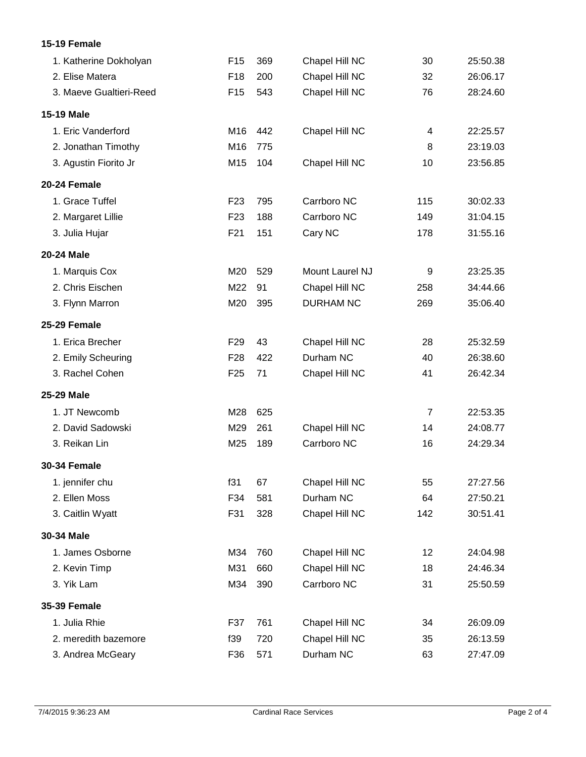**15-19 Female**

| | | | | | |
|---|---|---|---|---|---|
| 1. Katherine Dokholyan | F15 | 369 | Chapel Hill NC | 30 | 25:50.38 |
| 2. Elise Matera | F18 | 200 | Chapel Hill NC | 32 | 26:06.17 |
| 3. Maeve Gualtieri-Reed | F15 | 543 | Chapel Hill NC | 76 | 28:24.60 |

**15-19 Male**

| | | | | | |
|---|---|---|---|---|---|
| 1. Eric Vanderford | M16 | 442 | Chapel Hill NC | 4 | 22:25.57 |
| 2. Jonathan Timothy | M16 | 775 | | 8 | 23:19.03 |
| 3. Agustin Fiorito Jr | M15 | 104 | Chapel Hill NC | 10 | 23:56.85 |

**20-24 Female**

| | | | | | |
|---|---|---|---|---|---|
| 1. Grace Tuffel | F23 | 795 | Carrboro NC | 115 | 30:02.33 |
| 2. Margaret Lillie | F23 | 188 | Carrboro NC | 149 | 31:04.15 |
| 3. Julia Hujar | F21 | 151 | Cary NC | 178 | 31:55.16 |

**20-24 Male**

| | | | | | |
|---|---|---|---|---|---|
| 1. Marquis Cox | M20 | 529 | Mount Laurel NJ | 9 | 23:25.35 |
| 2. Chris Eischen | M22 | 91 | Chapel Hill NC | 258 | 34:44.66 |
| 3. Flynn Marron | M20 | 395 | DURHAM NC | 269 | 35:06.40 |

**25-29 Female**

| | | | | | |
|---|---|---|---|---|---|
| 1. Erica Brecher | F29 | 43 | Chapel Hill NC | 28 | 25:32.59 |
| 2. Emily Scheuring | F28 | 422 | Durham NC | 40 | 26:38.60 |
| 3. Rachel Cohen | F25 | 71 | Chapel Hill NC | 41 | 26:42.34 |

**25-29 Male**

| | | | | | |
|---|---|---|---|---|---|
| 1. JT Newcomb | M28 | 625 | | 7 | 22:53.35 |
| 2. David Sadowski | M29 | 261 | Chapel Hill NC | 14 | 24:08.77 |
| 3. Reikan Lin | M25 | 189 | Carrboro NC | 16 | 24:29.34 |

**30-34 Female**

| | | | | | |
|---|---|---|---|---|---|
| 1. jennifer chu | f31 | 67 | Chapel Hill NC | 55 | 27:27.56 |
| 2. Ellen Moss | F34 | 581 | Durham NC | 64 | 27:50.21 |
| 3. Caitlin Wyatt | F31 | 328 | Chapel Hill NC | 142 | 30:51.41 |

**30-34 Male**

| | | | | | |
|---|---|---|---|---|---|
| 1. James Osborne | M34 | 760 | Chapel Hill NC | 12 | 24:04.98 |
| 2. Kevin Timp | M31 | 660 | Chapel Hill NC | 18 | 24:46.34 |
| 3. Yik Lam | M34 | 390 | Carrboro NC | 31 | 25:50.59 |

**35-39 Female**

| | | | | | |
|---|---|---|---|---|---|
| 1. Julia Rhie | F37 | 761 | Chapel Hill NC | 34 | 26:09.09 |
| 2. meredith bazemore | f39 | 720 | Chapel Hill NC | 35 | 26:13.59 |
| 3. Andrea McGeary | F36 | 571 | Durham NC | 63 | 27:47.09 |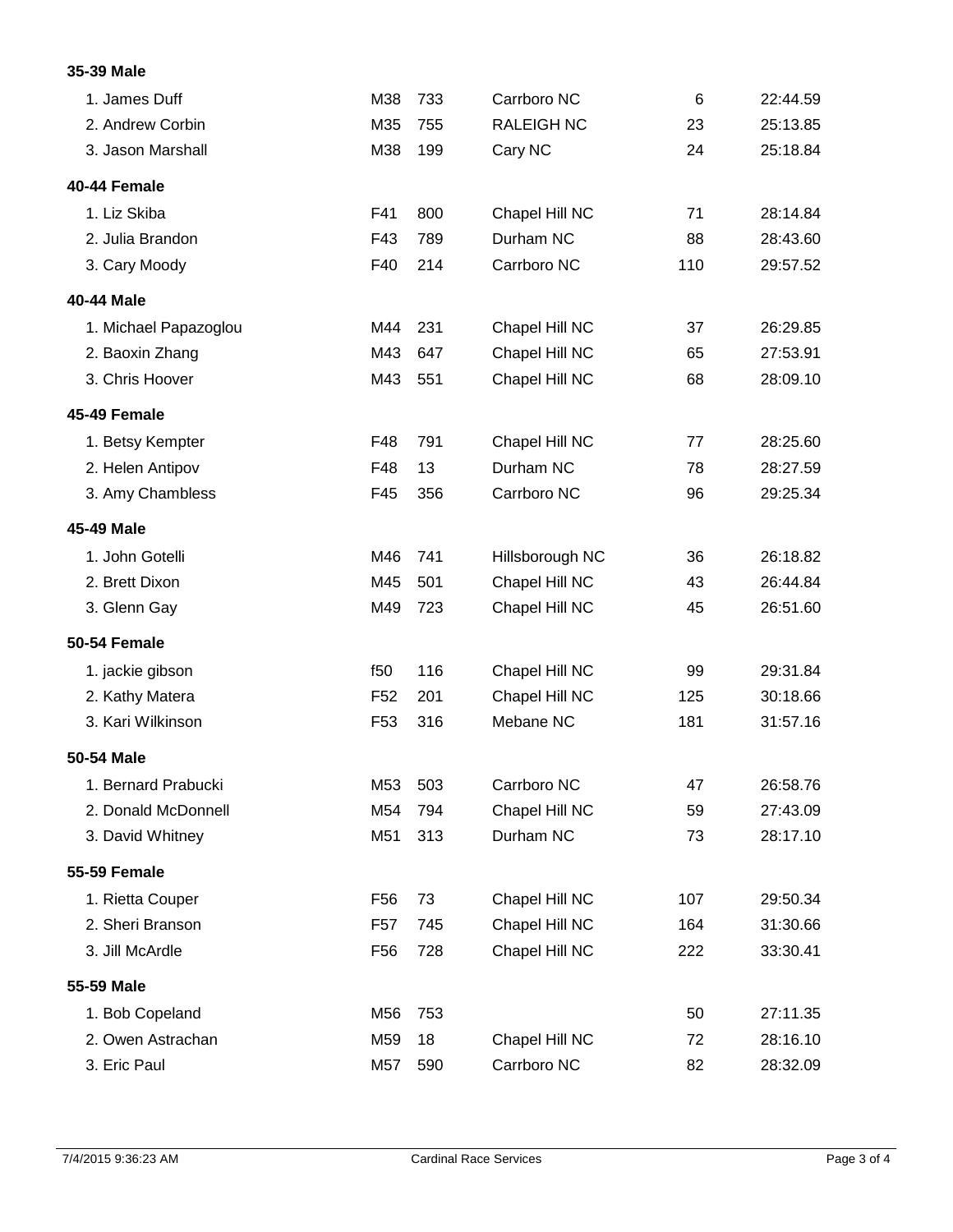**35-39 Male**

| | | | | | |
|---|---|---|---|---|---|
| 1. James Duff | M38 | 733 | Carrboro NC | 6 | 22:44.59 |
| 2. Andrew Corbin | M35 | 755 | RALEIGH NC | 23 | 25:13.85 |
| 3. Jason Marshall | M38 | 199 | Cary NC | 24 | 25:18.84 |

**40-44 Female**

| | | | | | |
|---|---|---|---|---|---|
| 1. Liz Skiba | F41 | 800 | Chapel Hill NC | 71 | 28:14.84 |
| 2. Julia Brandon | F43 | 789 | Durham NC | 88 | 28:43.60 |
| 3. Cary Moody | F40 | 214 | Carrboro NC | 110 | 29:57.52 |

**40-44 Male**

| | | | | | |
|---|---|---|---|---|---|
| 1. Michael Papazoglou | M44 | 231 | Chapel Hill NC | 37 | 26:29.85 |
| 2. Baoxin Zhang | M43 | 647 | Chapel Hill NC | 65 | 27:53.91 |
| 3. Chris Hoover | M43 | 551 | Chapel Hill NC | 68 | 28:09.10 |

**45-49 Female**

| | | | | | |
|---|---|---|---|---|---|
| 1. Betsy Kempter | F48 | 791 | Chapel Hill NC | 77 | 28:25.60 |
| 2. Helen Antipov | F48 | 13 | Durham NC | 78 | 28:27.59 |
| 3. Amy Chambless | F45 | 356 | Carrboro NC | 96 | 29:25.34 |

**45-49 Male**

| | | | | | |
|---|---|---|---|---|---|
| 1. John Gotelli | M46 | 741 | Hillsborough NC | 36 | 26:18.82 |
| 2. Brett Dixon | M45 | 501 | Chapel Hill NC | 43 | 26:44.84 |
| 3. Glenn Gay | M49 | 723 | Chapel Hill NC | 45 | 26:51.60 |

**50-54 Female**

| | | | | | |
|---|---|---|---|---|---|
| 1. jackie gibson | f50 | 116 | Chapel Hill NC | 99 | 29:31.84 |
| 2. Kathy Matera | F52 | 201 | Chapel Hill NC | 125 | 30:18.66 |
| 3. Kari Wilkinson | F53 | 316 | Mebane NC | 181 | 31:57.16 |

**50-54 Male**

| | | | | | |
|---|---|---|---|---|---|
| 1. Bernard Prabucki | M53 | 503 | Carrboro NC | 47 | 26:58.76 |
| 2. Donald McDonnell | M54 | 794 | Chapel Hill NC | 59 | 27:43.09 |
| 3. David Whitney | M51 | 313 | Durham NC | 73 | 28:17.10 |

**55-59 Female**

| | | | | | |
|---|---|---|---|---|---|
| 1. Rietta Couper | F56 | 73 | Chapel Hill NC | 107 | 29:50.34 |
| 2. Sheri Branson | F57 | 745 | Chapel Hill NC | 164 | 31:30.66 |
| 3. Jill McArdle | F56 | 728 | Chapel Hill NC | 222 | 33:30.41 |

**55-59 Male**

| | | | | | |
|---|---|---|---|---|---|
| 1. Bob Copeland | M56 | 753 | | 50 | 27:11.35 |
| 2. Owen Astrachan | M59 | 18 | Chapel Hill NC | 72 | 28:16.10 |
| 3. Eric Paul | M57 | 590 | Carrboro NC | 82 | 28:32.09 |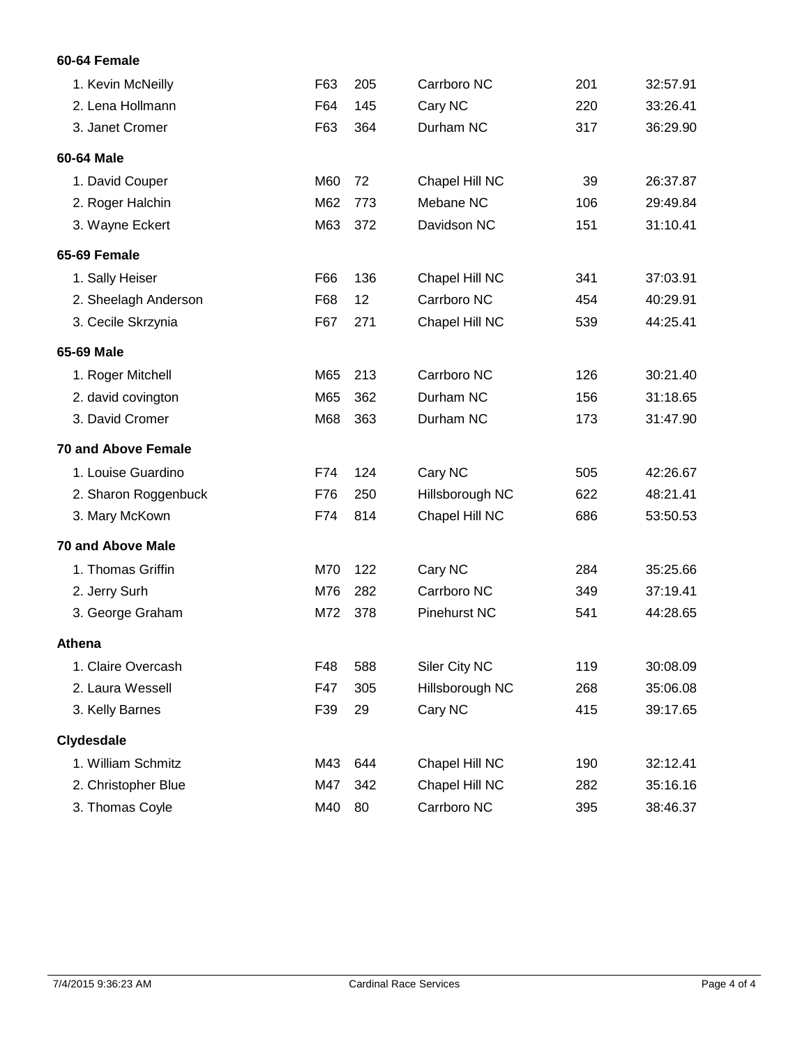**60-64 Female**

| | | | | | |
|---|---|---|---|---|---|
| 1. Kevin McNeilly | F63 | 205 | Carrboro NC | 201 | 32:57.91 |
| 2. Lena Hollmann | F64 | 145 | Cary NC | 220 | 33:26.41 |
| 3. Janet Cromer | F63 | 364 | Durham NC | 317 | 36:29.90 |

**60-64 Male**

| | | | | | |
|---|---|---|---|---|---|
| 1. David Couper | M60 | 72 | Chapel Hill NC | 39 | 26:37.87 |
| 2. Roger Halchin | M62 | 773 | Mebane NC | 106 | 29:49.84 |
| 3. Wayne Eckert | M63 | 372 | Davidson NC | 151 | 31:10.41 |

**65-69 Female**

| | | | | | |
|---|---|---|---|---|---|
| 1. Sally Heiser | F66 | 136 | Chapel Hill NC | 341 | 37:03.91 |
| 2. Sheelagh Anderson | F68 | 12 | Carrboro NC | 454 | 40:29.91 |
| 3. Cecile Skrzynia | F67 | 271 | Chapel Hill NC | 539 | 44:25.41 |

**65-69 Male**

| | | | | | |
|---|---|---|---|---|---|
| 1. Roger Mitchell | M65 | 213 | Carrboro NC | 126 | 30:21.40 |
| 2. david covington | M65 | 362 | Durham NC | 156 | 31:18.65 |
| 3. David Cromer | M68 | 363 | Durham NC | 173 | 31:47.90 |

**70 and Above Female**

| | | | | | |
|---|---|---|---|---|---|
| 1. Louise Guardino | F74 | 124 | Cary NC | 505 | 42:26.67 |
| 2. Sharon Roggenbuck | F76 | 250 | Hillsborough NC | 622 | 48:21.41 |
| 3. Mary McKown | F74 | 814 | Chapel Hill NC | 686 | 53:50.53 |

**70 and Above Male**

| | | | | | |
|---|---|---|---|---|---|
| 1. Thomas Griffin | M70 | 122 | Cary NC | 284 | 35:25.66 |
| 2. Jerry Surh | M76 | 282 | Carrboro NC | 349 | 37:19.41 |
| 3. George Graham | M72 | 378 | Pinehurst NC | 541 | 44:28.65 |

**Athena**

| | | | | | |
|---|---|---|---|---|---|
| 1. Claire Overcash | F48 | 588 | Siler City NC | 119 | 30:08.09 |
| 2. Laura Wessell | F47 | 305 | Hillsborough NC | 268 | 35:06.08 |
| 3. Kelly Barnes | F39 | 29 | Cary NC | 415 | 39:17.65 |

**Clydesdale**

| | | | | | |
|---|---|---|---|---|---|
| 1. William Schmitz | M43 | 644 | Chapel Hill NC | 190 | 32:12.41 |
| 2. Christopher Blue | M47 | 342 | Chapel Hill NC | 282 | 35:16.16 |
| 3. Thomas Coyle | M40 | 80 | Carrboro NC | 395 | 38:46.37 |